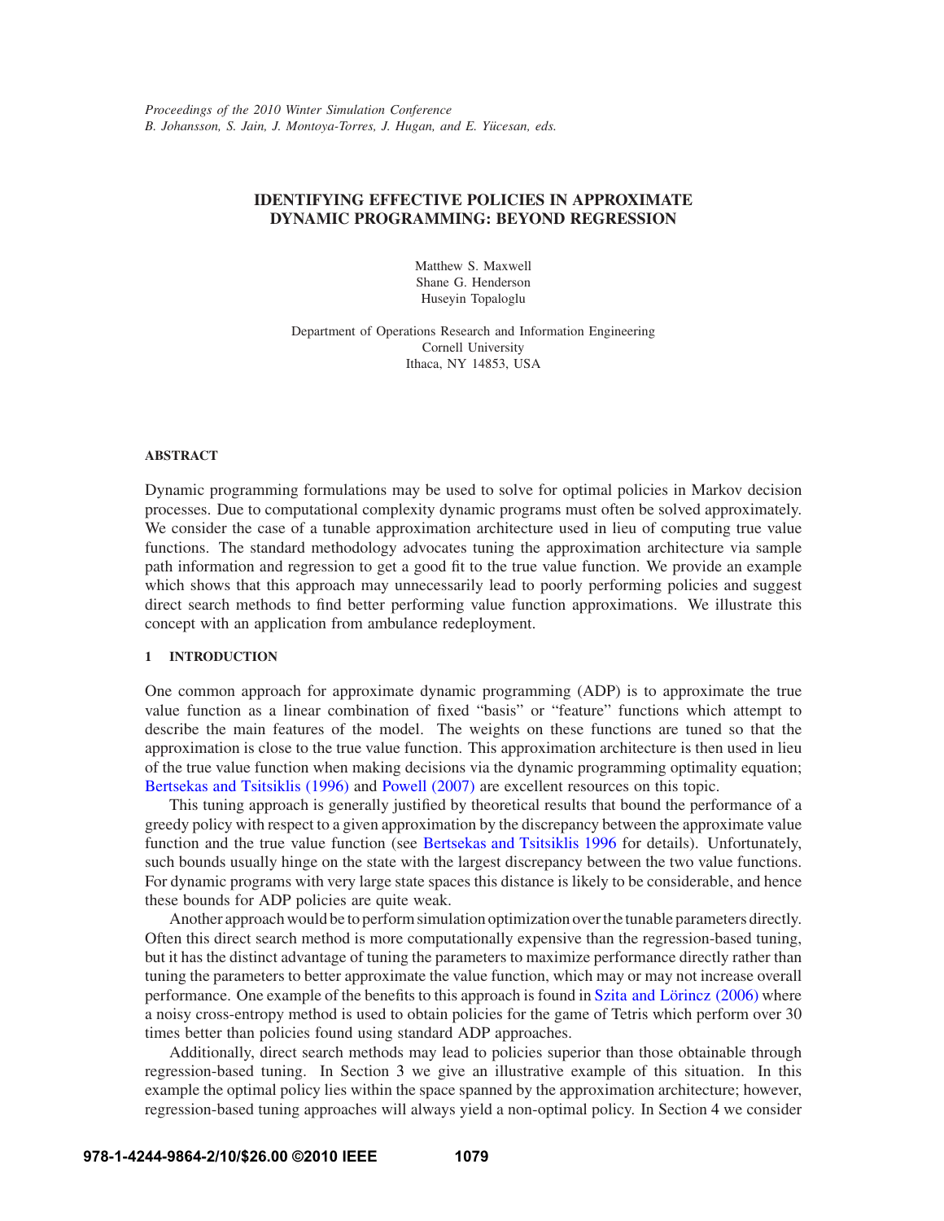Proceedings of the 2010 Winter Simulation Conference
B. Johansson, S. Jain, J. Montoya-Torres, J. Hugan, and E. Yücesan, eds.

# IDENTIFYING EFFECTIVE POLICIES IN APPROXIMATE DYNAMIC PROGRAMMING: BEYOND REGRESSION

Matthew S. Maxwell
Shane G. Henderson
Huseyin Topaloglu

Department of Operations Research and Information Engineering
Cornell University
Ithaca, NY 14853, USA

## ABSTRACT

Dynamic programming formulations may be used to solve for optimal policies in Markov decision processes. Due to computational complexity dynamic programs must often be solved approximately. We consider the case of a tunable approximation architecture used in lieu of computing true value functions. The standard methodology advocates tuning the approximation architecture via sample path information and regression to get a good fit to the true value function. We provide an example which shows that this approach may unnecessarily lead to poorly performing policies and suggest direct search methods to find better performing value function approximations. We illustrate this concept with an application from ambulance redeployment.

## 1 INTRODUCTION

One common approach for approximate dynamic programming (ADP) is to approximate the true value function as a linear combination of fixed "basis" or "feature" functions which attempt to describe the main features of the model. The weights on these functions are tuned so that the approximation is close to the true value function. This approximation architecture is then used in lieu of the true value function when making decisions via the dynamic programming optimality equation; Bertsekas and Tsitsiklis (1996) and Powell (2007) are excellent resources on this topic.

This tuning approach is generally justified by theoretical results that bound the performance of a greedy policy with respect to a given approximation by the discrepancy between the approximate value function and the true value function (see Bertsekas and Tsitsiklis 1996 for details). Unfortunately, such bounds usually hinge on the state with the largest discrepancy between the two value functions. For dynamic programs with very large state spaces this distance is likely to be considerable, and hence these bounds for ADP policies are quite weak.

Another approach would be to perform simulation optimization over the tunable parameters directly. Often this direct search method is more computationally expensive than the regression-based tuning, but it has the distinct advantage of tuning the parameters to maximize performance directly rather than tuning the parameters to better approximate the value function, which may or may not increase overall performance. One example of the benefits to this approach is found in Szita and Lörincz (2006) where a noisy cross-entropy method is used to obtain policies for the game of Tetris which perform over 30 times better than policies found using standard ADP approaches.

Additionally, direct search methods may lead to policies superior than those obtainable through regression-based tuning. In Section 3 we give an illustrative example of this situation. In this example the optimal policy lies within the space spanned by the approximation architecture; however, regression-based tuning approaches will always yield a non-optimal policy. In Section 4 we consider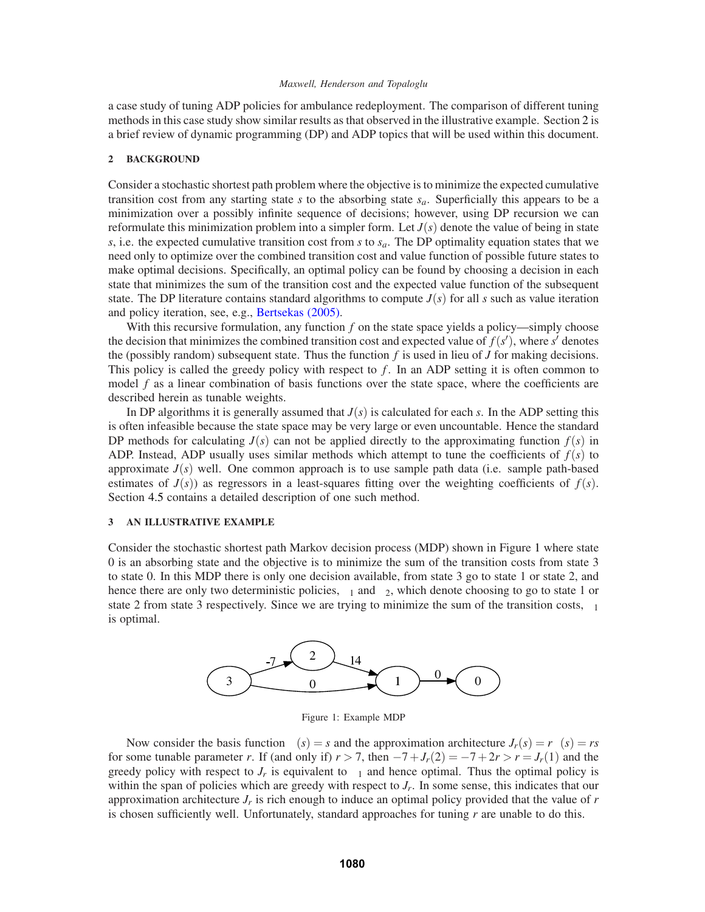a case study of tuning ADP policies for ambulance redeployment. The comparison of different tuning methods in this case study show similar results as that observed in the illustrative example. Section 2 is a brief review of dynamic programming (DP) and ADP topics that will be used within this document.

## 2 BACKGROUND

Consider a stochastic shortest path problem where the objective is to minimize the expected cumulative transition cost from any starting state $s$ to the absorbing state $s_a$. Superficially this appears to be a minimization over a possibly infinite sequence of decisions; however, using DP recursion we can reformulate this minimization problem into a simpler form. Let $J(s)$ denote the value of being in state $s$, i.e. the expected cumulative transition cost from $s$ to $s_a$. The DP optimality equation states that we need only to optimize over the combined transition cost and value function of possible future states to make optimal decisions. Specifically, an optimal policy can be found by choosing a decision in each state that minimizes the sum of the transition cost and the expected value function of the subsequent state. The DP literature contains standard algorithms to compute $J(s)$ for all $s$ such as value iteration and policy iteration, see, e.g., Bertsekas (2005).

With this recursive formulation, any function $f$ on the state space yields a policy—simply choose the decision that minimizes the combined transition cost and expected value of $f(s')$, where $s'$ denotes the (possibly random) subsequent state. Thus the function $f$ is used in lieu of $J$ for making decisions. This policy is called the greedy policy with respect to $f$. In an ADP setting it is often common to model $f$ as a linear combination of basis functions over the state space, where the coefficients are described herein as tunable weights.

In DP algorithms it is generally assumed that $J(s)$ is calculated for each $s$. In the ADP setting this is often infeasible because the state space may be very large or even uncountable. Hence the standard DP methods for calculating $J(s)$ can not be applied directly to the approximating function $f(s)$ in ADP. Instead, ADP usually uses similar methods which attempt to tune the coefficients of $f(s)$ to approximate $J(s)$ well. One common approach is to use sample path data (i.e. sample path-based estimates of $J(s)$) as regressors in a least-squares fitting over the weighting coefficients of $f(s)$. Section 4.5 contains a detailed description of one such method.

## 3 AN ILLUSTRATIVE EXAMPLE

Consider the stochastic shortest path Markov decision process (MDP) shown in Figure 1 where state 0 is an absorbing state and the objective is to minimize the sum of the transition costs from state 3 to state 0. In this MDP there is only one decision available, from state 3 go to state 1 or state 2, and hence there are only two deterministic policies, $\pi_1$ and $\pi_2$, which denote choosing to go to state 1 or state 2 from state 3 respectively. Since we are trying to minimize the sum of the transition costs, $\pi_1$ is optimal.

-7
2
14
3
0
1
0
0

Figure 1: Example MDP

Now consider the basis function $\phi(s) = s$ and the approximation architecture $J_r(s) = r\phi(s) = rs$ for some tunable parameter $r$. If (and only if) $r > 7$, then $-7 + J_r(2) = -7 + 2r > r = J_r(1)$ and the greedy policy with respect to $J_r$ is equivalent to $\pi_1$ and hence optimal. Thus the optimal policy is within the span of policies which are greedy with respect to $J_r$. In some sense, this indicates that our approximation architecture $J_r$ is rich enough to induce an optimal policy provided that the value of $r$ is chosen sufficiently well. Unfortunately, standard approaches for tuning $r$ are unable to do this.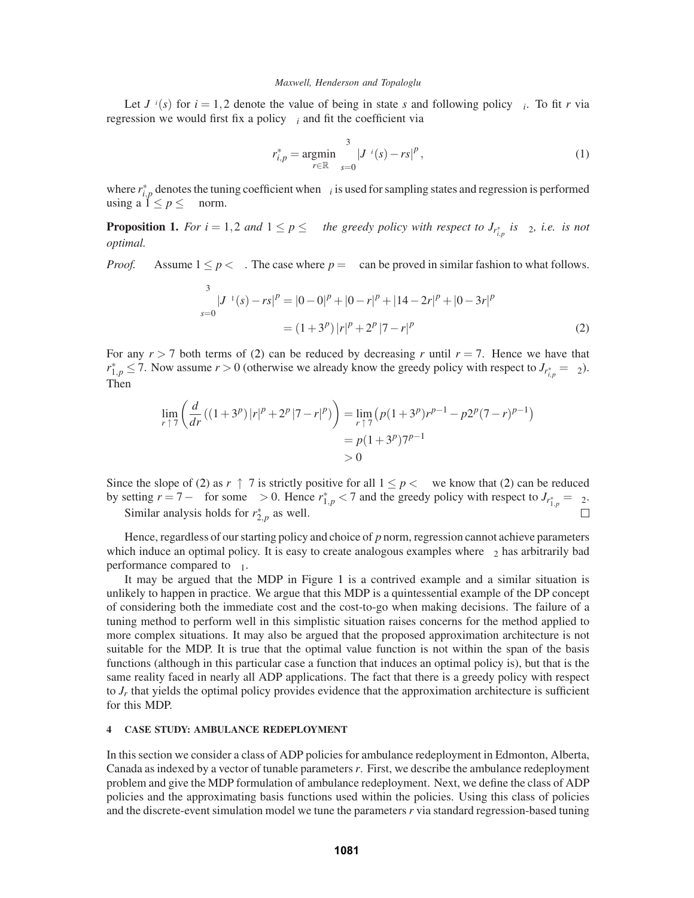Let $J^{\pi_i}(s)$ for $i = 1,2$ denote the value of being in state $s$ and following policy $\pi_i$. To fit $r$ via regression we would first fix a policy $\pi_i$ and fit the coefficient via

$$r^*_{i,p} = \underset{r \in \mathbb{R}}{\operatorname{argmin}} \sum_{s=0}^{3} \left| J^{\pi_i}(s) - rs \right|^p, \tag{1}$$

where $r^*_{i,p}$ denotes the tuning coefficient when $\pi_i$ is used for sampling states and regression is performed using a $1 \leq p \leq \infty$ norm.

**Proposition 1.** *For $i = 1,2$ and $1 \leq p \leq \infty$ the greedy policy with respect to $J_{r^*_{i,p}}$ is $\pi_2$, i.e. is not optimal.*

*Proof.* Assume $1 \leq p < \infty$. The case where $p = \infty$ can be proved in similar fashion to what follows.

$$\begin{aligned}\sum_{s=0}^{3} \left| J^{\pi_1}(s) - rs \right|^p &= |0-0|^p + |0-r|^p + |14-2r|^p + |0-3r|^p \\ &= (1+3^p)\,|r|^p + 2^p\,|7-r|^p \end{aligned} \tag{2}$$

For any $r > 7$ both terms of (2) can be reduced by decreasing $r$ until $r = 7$. Hence we have that $r^*_{1,p} \leq 7$. Now assume $r > 0$ (otherwise we already know the greedy policy with respect to $J_{r^*_{i,p}} = \pi_2$). Then

$$\begin{aligned}\lim_{r \uparrow 7} \left( \frac{d}{dr} \left( (1+3^p)\,|r|^p + 2^p\,|7-r|^p \right) \right) &= \lim_{r \uparrow 7} \left( p(1+3^p) r^{p-1} - p 2^p (7-r)^{p-1} \right) \\ &= p(1+3^p) 7^{p-1} \\ &> 0 \end{aligned}$$

Since the slope of (2) as $r \uparrow 7$ is strictly positive for all $1 \leq p < \infty$ we know that (2) can be reduced by setting $r = 7 - \epsilon$ for some $\epsilon > 0$. Hence $r^*_{1,p} < 7$ and the greedy policy with respect to $J_{r^*_{1,p}} = \pi_2$.

Similar analysis holds for $r^*_{2,p}$ as well. $\square$

Hence, regardless of our starting policy and choice of $p$ norm, regression cannot achieve parameters which induce an optimal policy. It is easy to create analogous examples where $\pi_2$ has arbitrarily bad performance compared to $\pi_1$.

It may be argued that the MDP in Figure 1 is a contrived example and a similar situation is unlikely to happen in practice. We argue that this MDP is a quintessential example of the DP concept of considering both the immediate cost and the cost-to-go when making decisions. The failure of a tuning method to perform well in this simplistic situation raises concerns for the method applied to more complex situations. It may also be argued that the proposed approximation architecture is not suitable for the MDP. It is true that the optimal value function is not within the span of the basis functions (although in this particular case a function that induces an optimal policy is), but that is the same reality faced in nearly all ADP applications. The fact that there is a greedy policy with respect to $J_r$ that yields the optimal policy provides evidence that the approximation architecture is sufficient for this MDP.

## 4 CASE STUDY: AMBULANCE REDEPLOYMENT

In this section we consider a class of ADP policies for ambulance redeployment in Edmonton, Alberta, Canada as indexed by a vector of tunable parameters $r$. First, we describe the ambulance redeployment problem and give the MDP formulation of ambulance redeployment. Next, we define the class of ADP policies and the approximating basis functions used within the policies. Using this class of policies and the discrete-event simulation model we tune the parameters $r$ via standard regression-based tuning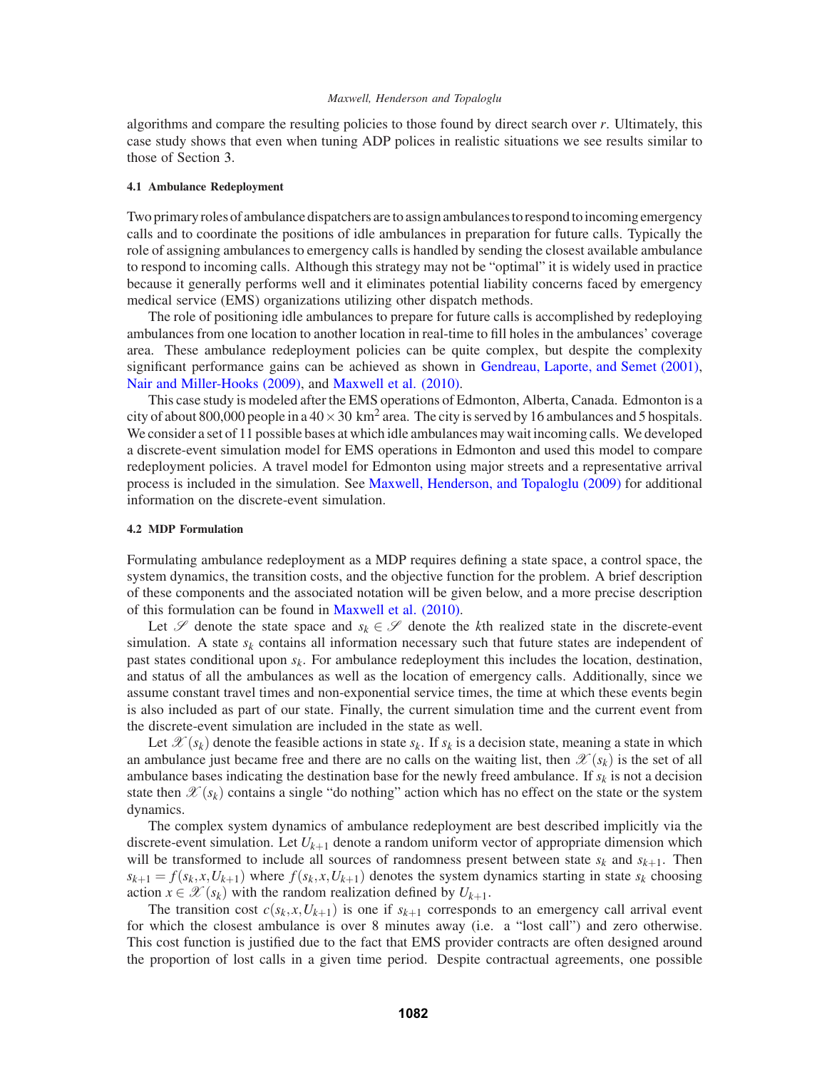algorithms and compare the resulting policies to those found by direct search over $r$. Ultimately, this case study shows that even when tuning ADP polices in realistic situations we see results similar to those of Section 3.

#### 4.1 Ambulance Redeployment

Two primary roles of ambulance dispatchers are to assign ambulances to respond to incoming emergency calls and to coordinate the positions of idle ambulances in preparation for future calls. Typically the role of assigning ambulances to emergency calls is handled by sending the closest available ambulance to respond to incoming calls. Although this strategy may not be "optimal" it is widely used in practice because it generally performs well and it eliminates potential liability concerns faced by emergency medical service (EMS) organizations utilizing other dispatch methods.

The role of positioning idle ambulances to prepare for future calls is accomplished by redeploying ambulances from one location to another location in real-time to fill holes in the ambulances' coverage area. These ambulance redeployment policies can be quite complex, but despite the complexity significant performance gains can be achieved as shown in Gendreau, Laporte, and Semet (2001), Nair and Miller-Hooks (2009), and Maxwell et al. (2010).

This case study is modeled after the EMS operations of Edmonton, Alberta, Canada. Edmonton is a city of about 800,000 people in a $40 \times 30$ km$^2$ area. The city is served by 16 ambulances and 5 hospitals. We consider a set of 11 possible bases at which idle ambulances may wait incoming calls. We developed a discrete-event simulation model for EMS operations in Edmonton and used this model to compare redeployment policies. A travel model for Edmonton using major streets and a representative arrival process is included in the simulation. See Maxwell, Henderson, and Topaloglu (2009) for additional information on the discrete-event simulation.

#### 4.2 MDP Formulation

Formulating ambulance redeployment as a MDP requires defining a state space, a control space, the system dynamics, the transition costs, and the objective function for the problem. A brief description of these components and the associated notation will be given below, and a more precise description of this formulation can be found in Maxwell et al. (2010).

Let $\mathscr{S}$ denote the state space and $s_k \in \mathscr{S}$ denote the $k$th realized state in the discrete-event simulation. A state $s_k$ contains all information necessary such that future states are independent of past states conditional upon $s_k$. For ambulance redeployment this includes the location, destination, and status of all the ambulances as well as the location of emergency calls. Additionally, since we assume constant travel times and non-exponential service times, the time at which these events begin is also included as part of our state. Finally, the current simulation time and the current event from the discrete-event simulation are included in the state as well.

Let $\mathscr{X}(s_k)$ denote the feasible actions in state $s_k$. If $s_k$ is a decision state, meaning a state in which an ambulance just became free and there are no calls on the waiting list, then $\mathscr{X}(s_k)$ is the set of all ambulance bases indicating the destination base for the newly freed ambulance. If $s_k$ is not a decision state then $\mathscr{X}(s_k)$ contains a single "do nothing" action which has no effect on the state or the system dynamics.

The complex system dynamics of ambulance redeployment are best described implicitly via the discrete-event simulation. Let $U_{k+1}$ denote a random uniform vector of appropriate dimension which will be transformed to include all sources of randomness present between state $s_k$ and $s_{k+1}$. Then $s_{k+1} = f(s_k, x, U_{k+1})$ where $f(s_k, x, U_{k+1})$ denotes the system dynamics starting in state $s_k$ choosing action $x \in \mathscr{X}(s_k)$ with the random realization defined by $U_{k+1}$.

The transition cost $c(s_k, x, U_{k+1})$ is one if $s_{k+1}$ corresponds to an emergency call arrival event for which the closest ambulance is over 8 minutes away (i.e. a "lost call") and zero otherwise. This cost function is justified due to the fact that EMS provider contracts are often designed around the proportion of lost calls in a given time period. Despite contractual agreements, one possible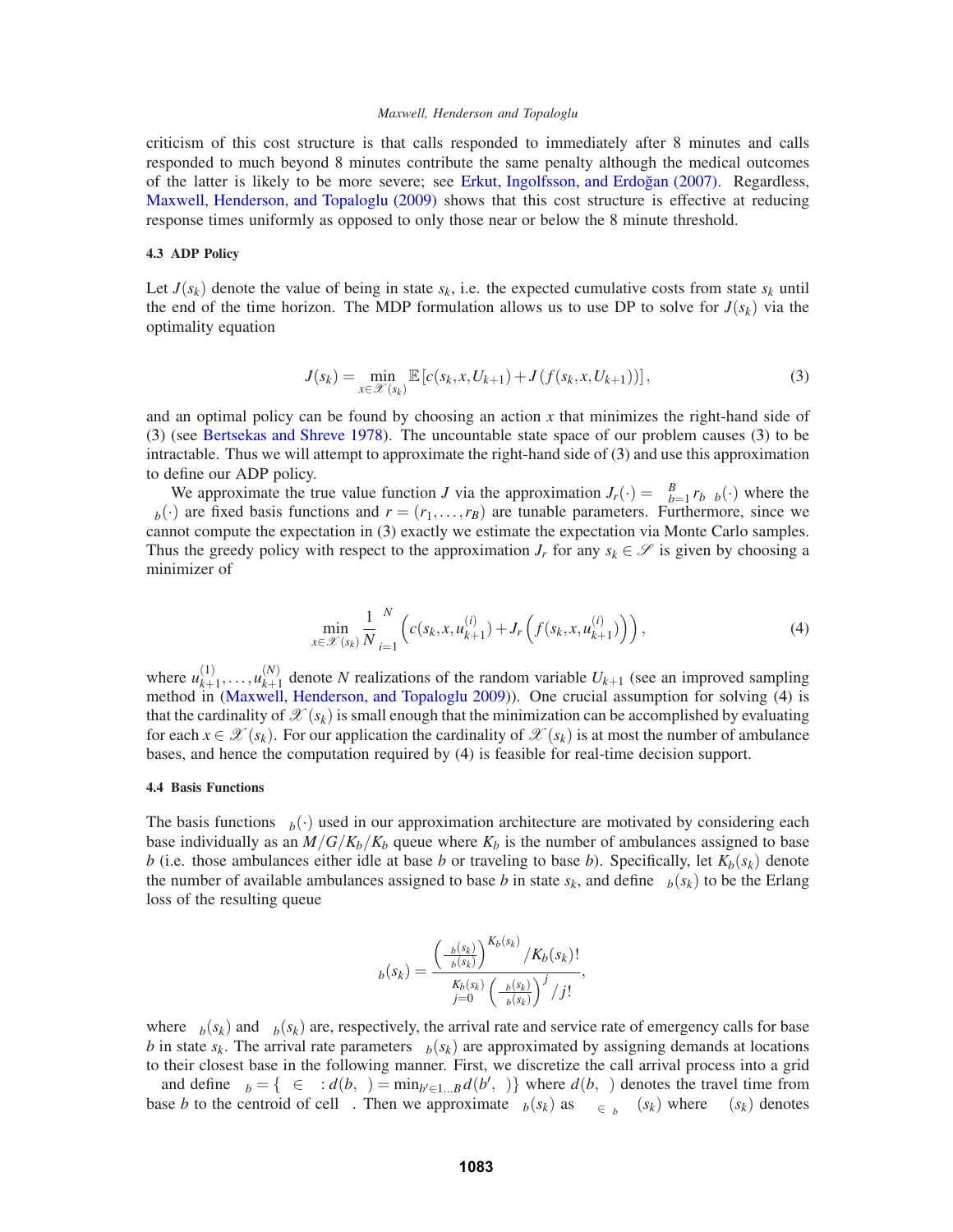criticism of this cost structure is that calls responded to immediately after 8 minutes and calls responded to much beyond 8 minutes contribute the same penalty although the medical outcomes of the latter is likely to be more severe; see Erkut, Ingolfsson, and Erdoğan (2007). Regardless, Maxwell, Henderson, and Topaloglu (2009) shows that this cost structure is effective at reducing response times uniformly as opposed to only those near or below the 8 minute threshold.

### 4.3 ADP Policy

Let $J(s_k)$ denote the value of being in state $s_k$, i.e. the expected cumulative costs from state $s_k$ until the end of the time horizon. The MDP formulation allows us to use DP to solve for $J(s_k)$ via the optimality equation

$$J(s_k) = \min_{x \in \mathscr{X}(s_k)} \mathbb{E}\left[c(s_k, x, U_{k+1}) + J\left(f(s_k, x, U_{k+1})\right)\right], \tag{3}$$

and an optimal policy can be found by choosing an action $x$ that minimizes the right-hand side of (3) (see Bertsekas and Shreve 1978). The uncountable state space of our problem causes (3) to be intractable. Thus we will attempt to approximate the right-hand side of (3) and use this approximation to define our ADP policy.

We approximate the true value function $J$ via the approximation $J_r(\cdot) = \sum_{b=1}^{B} r_b \phi_b(\cdot)$ where the $\phi_b(\cdot)$ are fixed basis functions and $r = (r_1, \ldots, r_B)$ are tunable parameters. Furthermore, since we cannot compute the expectation in (3) exactly we estimate the expectation via Monte Carlo samples. Thus the greedy policy with respect to the approximation $J_r$ for any $s_k \in \mathscr{S}$ is given by choosing a minimizer of

$$\min_{x \in \mathscr{X}(s_k)} \frac{1}{N} \sum_{i=1}^{N} \left( c(s_k, x, u_{k+1}^{(i)}) + J_r\left(f(s_k, x, u_{k+1}^{(i)})\right) \right), \tag{4}$$

where $u_{k+1}^{(1)}, \ldots, u_{k+1}^{(N)}$ denote $N$ realizations of the random variable $U_{k+1}$ (see an improved sampling method in (Maxwell, Henderson, and Topaloglu 2009)). One crucial assumption for solving (4) is that the cardinality of $\mathscr{X}(s_k)$ is small enough that the minimization can be accomplished by evaluating for each $x \in \mathscr{X}(s_k)$. For our application the cardinality of $\mathscr{X}(s_k)$ is at most the number of ambulance bases, and hence the computation required by (4) is feasible for real-time decision support.

### 4.4 Basis Functions

The basis functions $\phi_b(\cdot)$ used in our approximation architecture are motivated by considering each base individually as an $M/G/K_b/K_b$ queue where $K_b$ is the number of ambulances assigned to base $b$ (i.e. those ambulances either idle at base $b$ or traveling to base $b$). Specifically, let $K_b(s_k)$ denote the number of available ambulances assigned to base $b$ in state $s_k$, and define $\phi_b(s_k)$ to be the Erlang loss of the resulting queue

$$\phi_b(s_k) = \frac{\left(\frac{\lambda_b(s_k)}{\mu_b(s_k)}\right)^{K_b(s_k)} / K_b(s_k)!}{\sum_{j=0}^{K_b(s_k)} \left(\frac{\lambda_b(s_k)}{\mu_b(s_k)}\right)^j / j!},$$

where $\lambda_b(s_k)$ and $\mu_b(s_k)$ are, respectively, the arrival rate and service rate of emergency calls for base $b$ in state $s_k$. The arrival rate parameters $\lambda_b(s_k)$ are approximated by assigning demands at locations to their closest base in the following manner. First, we discretize the call arrival process into a grid $\Gamma$ and define $\Gamma_b = \{\gamma \in \Gamma : d(b,\gamma) = \min_{b' \in 1 \ldots B} d(b',\gamma)\}$ where $d(b,\gamma)$ denotes the travel time from base $b$ to the centroid of cell $\gamma$. Then we approximate $\lambda_b(s_k)$ as $\sum_{\gamma \in \Gamma_b} \lambda_\gamma(s_k)$ where $\lambda_\gamma(s_k)$ denotes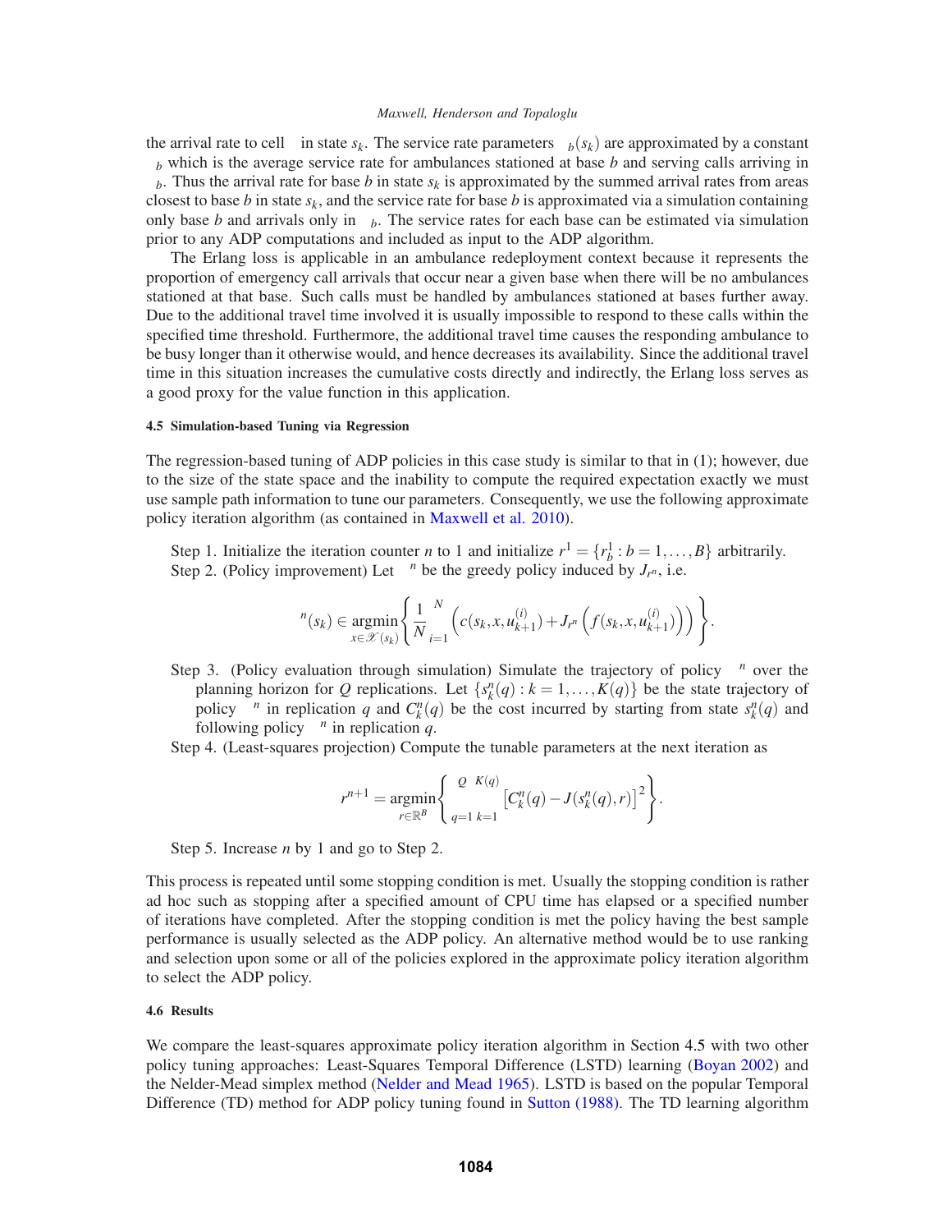the arrival rate to cell $\gamma$ in state $s_k$. The service rate parameters $\mu_b(s_k)$ are approximated by a constant $\mu_b$ which is the average service rate for ambulances stationed at base $b$ and serving calls arriving in $\Gamma_b$. Thus the arrival rate for base $b$ in state $s_k$ is approximated by the summed arrival rates from areas closest to base $b$ in state $s_k$, and the service rate for base $b$ is approximated via a simulation containing only base $b$ and arrivals only in $\Gamma_b$. The service rates for each base can be estimated via simulation prior to any ADP computations and included as input to the ADP algorithm.

The Erlang loss is applicable in an ambulance redeployment context because it represents the proportion of emergency call arrivals that occur near a given base when there will be no ambulances stationed at that base. Such calls must be handled by ambulances stationed at bases further away. Due to the additional travel time involved it is usually impossible to respond to these calls within the specified time threshold. Furthermore, the additional travel time causes the responding ambulance to be busy longer than it otherwise would, and hence decreases its availability. Since the additional travel time in this situation increases the cumulative costs directly and indirectly, the Erlang loss serves as a good proxy for the value function in this application.

#### 4.5 Simulation-based Tuning via Regression

The regression-based tuning of ADP policies in this case study is similar to that in (1); however, due to the size of the state space and the inability to compute the required expectation exactly we must use sample path information to tune our parameters. Consequently, we use the following approximate policy iteration algorithm (as contained in Maxwell et al. 2010).

Step 1. Initialize the iteration counter $n$ to 1 and initialize $r^1 = \{r^1_b : b = 1,\ldots,B\}$ arbitrarily.

Step 2. (Policy improvement) Let $\pi^n$ be the greedy policy induced by $J_{r^n}$, i.e.

$$\pi^n(s_k) \in \underset{x \in \mathscr{X}(s_k)}{\operatorname{argmin}} \left\{ \frac{1}{N} \sum_{i=1}^{N} \left( c(s_k, x, u^{(i)}_{k+1}) + J_{r^n}\left( f(s_k, x, u^{(i)}_{k+1}) \right) \right) \right\}.$$

Step 3. (Policy evaluation through simulation) Simulate the trajectory of policy $\pi^n$ over the planning horizon for $Q$ replications. Let $\{s^n_k(q) : k = 1,\ldots,K(q)\}$ be the state trajectory of policy $\pi^n$ in replication $q$ and $C^n_k(q)$ be the cost incurred by starting from state $s^n_k(q)$ and following policy $\pi^n$ in replication $q$.

Step 4. (Least-squares projection) Compute the tunable parameters at the next iteration as

$$r^{n+1} = \underset{r \in \mathbb{R}^B}{\operatorname{argmin}} \left\{ \sum_{q=1}^{Q} \sum_{k=1}^{K(q)} \left[ C^n_k(q) - J(s^n_k(q), r) \right]^2 \right\}.$$

Step 5. Increase $n$ by 1 and go to Step 2.

This process is repeated until some stopping condition is met. Usually the stopping condition is rather ad hoc such as stopping after a specified amount of CPU time has elapsed or a specified number of iterations have completed. After the stopping condition is met the policy having the best sample performance is usually selected as the ADP policy. An alternative method would be to use ranking and selection upon some or all of the policies explored in the approximate policy iteration algorithm to select the ADP policy.

#### 4.6 Results

We compare the least-squares approximate policy iteration algorithm in Section 4.5 with two other policy tuning approaches: Least-Squares Temporal Difference (LSTD) learning (Boyan 2002) and the Nelder-Mead simplex method (Nelder and Mead 1965). LSTD is based on the popular Temporal Difference (TD) method for ADP policy tuning found in Sutton (1988). The TD learning algorithm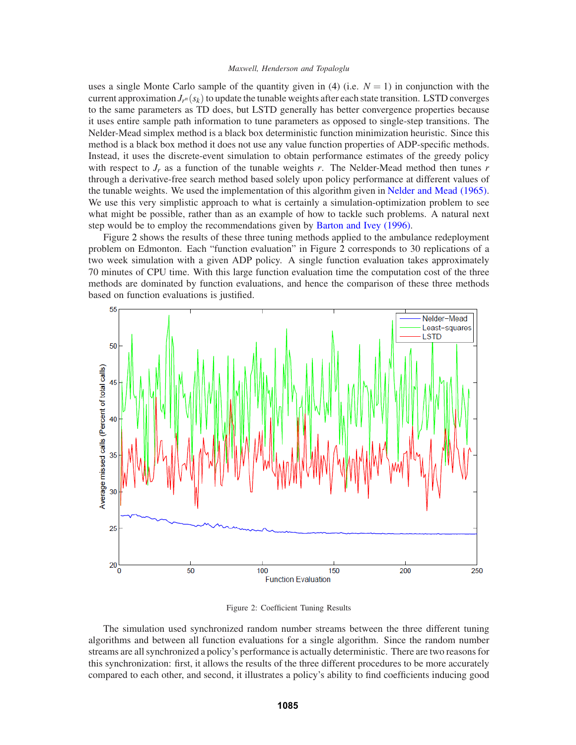uses a single Monte Carlo sample of the quantity given in (4) (i.e. $N = 1$) in conjunction with the current approximation $J_{r^n}(s_k)$ to update the tunable weights after each state transition. LSTD converges to the same parameters as TD does, but LSTD generally has better convergence properties because it uses entire sample path information to tune parameters as opposed to single-step transitions. The Nelder-Mead simplex method is a black box deterministic function minimization heuristic. Since this method is a black box method it does not use any value function properties of ADP-specific methods. Instead, it uses the discrete-event simulation to obtain performance estimates of the greedy policy with respect to $J_r$ as a function of the tunable weights $r$. The Nelder-Mead method then tunes $r$ through a derivative-free search method based solely upon policy performance at different values of the tunable weights. We used the implementation of this algorithm given in Nelder and Mead (1965). We use this very simplistic approach to what is certainly a simulation-optimization problem to see what might be possible, rather than as an example of how to tackle such problems. A natural next step would be to employ the recommendations given by Barton and Ivey (1996).

Figure 2 shows the results of these three tuning methods applied to the ambulance redeployment problem on Edmonton. Each "function evaluation" in Figure 2 corresponds to 30 replications of a two week simulation with a given ADP policy. A single function evaluation takes approximately 70 minutes of CPU time. With this large function evaluation time the computation cost of the three methods are dominated by function evaluations, and hence the comparison of these three methods based on function evaluations is justified.

Figure 2: Coefficient Tuning Results

The simulation used synchronized random number streams between the three different tuning algorithms and between all function evaluations for a single algorithm. Since the random number streams are all synchronized a policy's performance is actually deterministic. There are two reasons for this synchronization: first, it allows the results of the three different procedures to be more accurately compared to each other, and second, it illustrates a policy's ability to find coefficients inducing good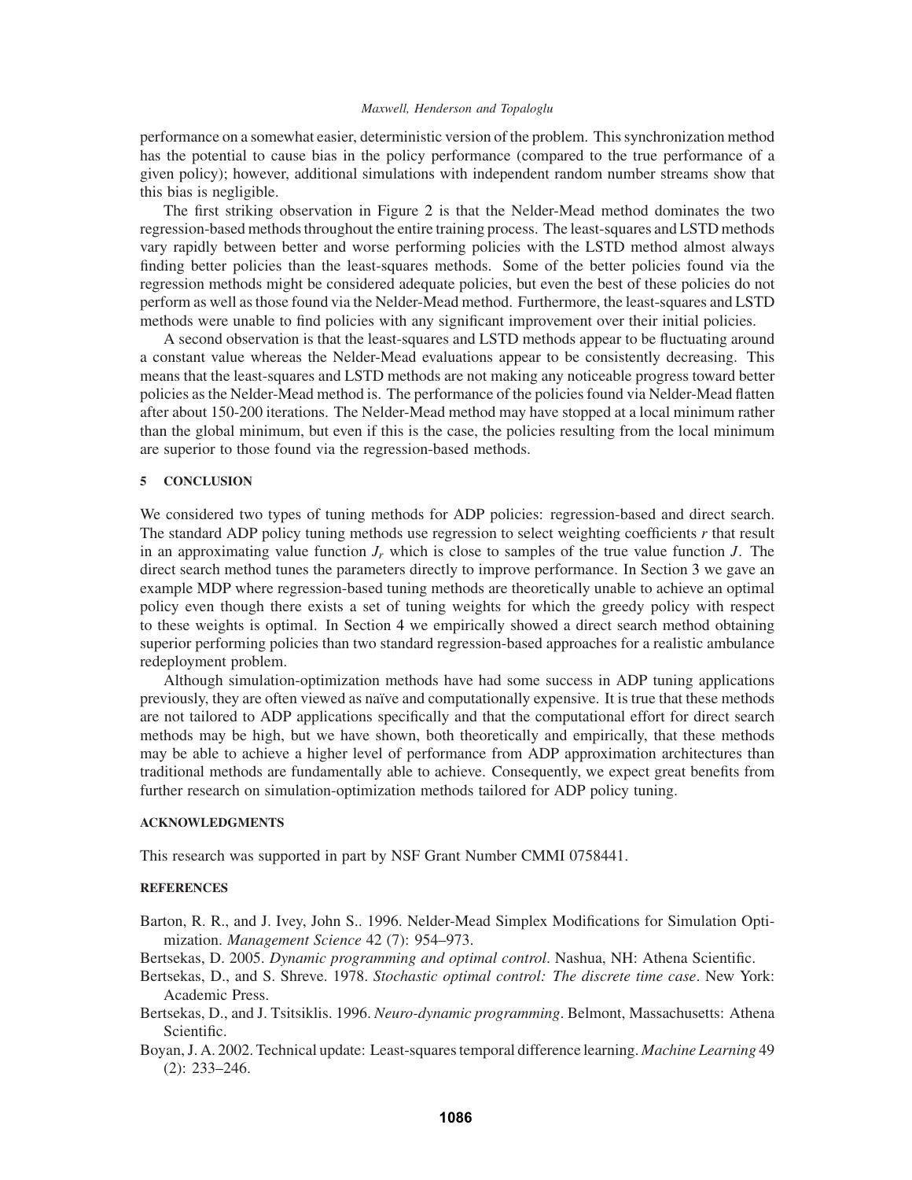performance on a somewhat easier, deterministic version of the problem. This synchronization method has the potential to cause bias in the policy performance (compared to the true performance of a given policy); however, additional simulations with independent random number streams show that this bias is negligible.

The first striking observation in Figure 2 is that the Nelder-Mead method dominates the two regression-based methods throughout the entire training process. The least-squares and LSTD methods vary rapidly between better and worse performing policies with the LSTD method almost always finding better policies than the least-squares methods. Some of the better policies found via the regression methods might be considered adequate policies, but even the best of these policies do not perform as well as those found via the Nelder-Mead method. Furthermore, the least-squares and LSTD methods were unable to find policies with any significant improvement over their initial policies.

A second observation is that the least-squares and LSTD methods appear to be fluctuating around a constant value whereas the Nelder-Mead evaluations appear to be consistently decreasing. This means that the least-squares and LSTD methods are not making any noticeable progress toward better policies as the Nelder-Mead method is. The performance of the policies found via Nelder-Mead flatten after about 150-200 iterations. The Nelder-Mead method may have stopped at a local minimum rather than the global minimum, but even if this is the case, the policies resulting from the local minimum are superior to those found via the regression-based methods.

## 5 CONCLUSION

We considered two types of tuning methods for ADP policies: regression-based and direct search. The standard ADP policy tuning methods use regression to select weighting coefficients $r$ that result in an approximating value function $J_r$ which is close to samples of the true value function $J$. The direct search method tunes the parameters directly to improve performance. In Section 3 we gave an example MDP where regression-based tuning methods are theoretically unable to achieve an optimal policy even though there exists a set of tuning weights for which the greedy policy with respect to these weights is optimal. In Section 4 we empirically showed a direct search method obtaining superior performing policies than two standard regression-based approaches for a realistic ambulance redeployment problem.

Although simulation-optimization methods have had some success in ADP tuning applications previously, they are often viewed as naïve and computationally expensive. It is true that these methods are not tailored to ADP applications specifically and that the computational effort for direct search methods may be high, but we have shown, both theoretically and empirically, that these methods may be able to achieve a higher level of performance from ADP approximation architectures than traditional methods are fundamentally able to achieve. Consequently, we expect great benefits from further research on simulation-optimization methods tailored for ADP policy tuning.

## ACKNOWLEDGMENTS

This research was supported in part by NSF Grant Number CMMI 0758441.

## REFERENCES

Barton, R. R., and J. Ivey, John S.. 1996. Nelder-Mead Simplex Modifications for Simulation Optimization. *Management Science* 42 (7): 954–973.

Bertsekas, D. 2005. *Dynamic programming and optimal control*. Nashua, NH: Athena Scientific.

Bertsekas, D., and S. Shreve. 1978. *Stochastic optimal control: The discrete time case*. New York: Academic Press.

Bertsekas, D., and J. Tsitsiklis. 1996. *Neuro-dynamic programming*. Belmont, Massachusetts: Athena Scientific.

Boyan, J. A. 2002. Technical update: Least-squares temporal difference learning. *Machine Learning* 49 (2): 233–246.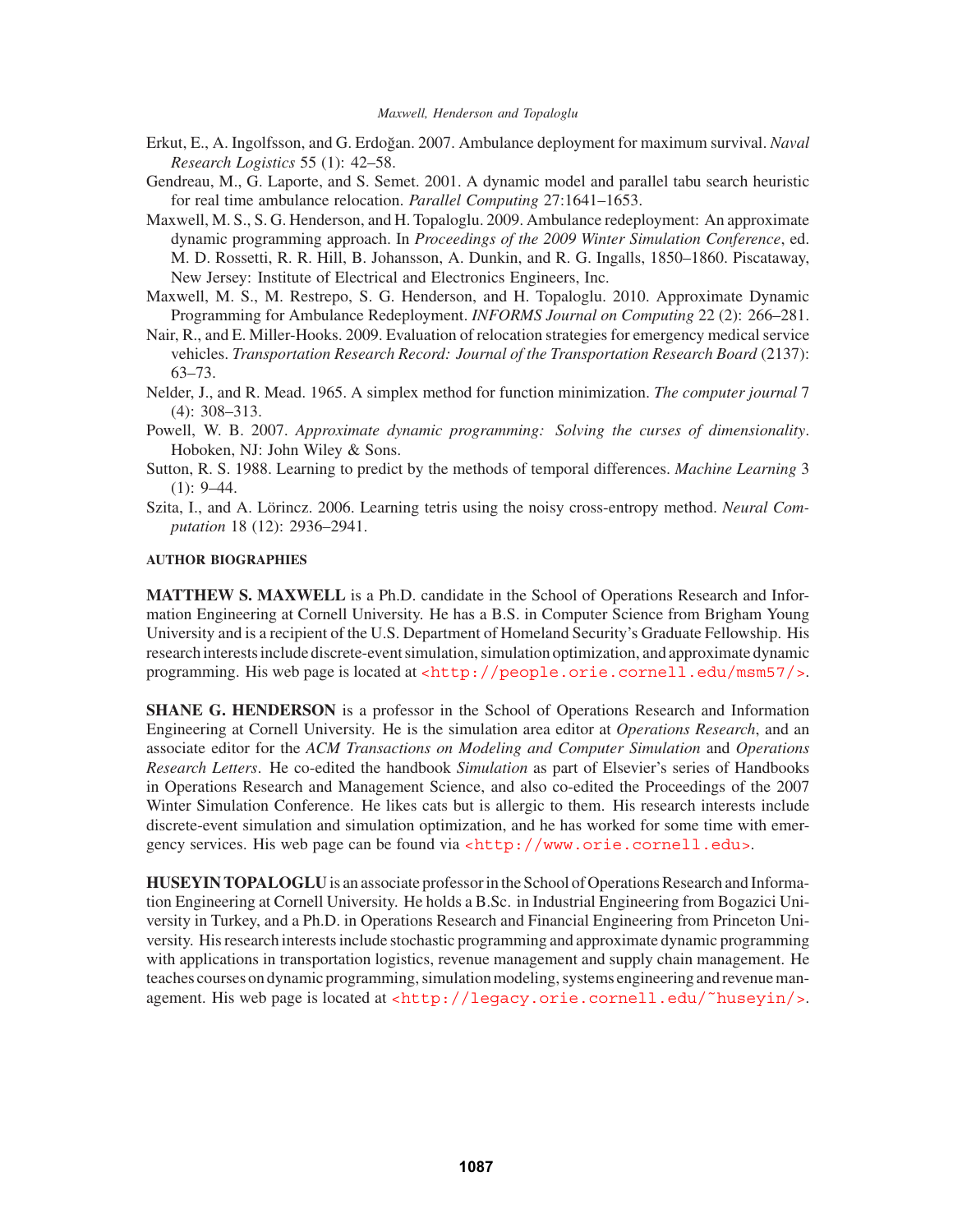Erkut, E., A. Ingolfsson, and G. Erdoğan. 2007. Ambulance deployment for maximum survival. *Naval Research Logistics* 55 (1): 42–58.

Gendreau, M., G. Laporte, and S. Semet. 2001. A dynamic model and parallel tabu search heuristic for real time ambulance relocation. *Parallel Computing* 27:1641–1653.

Maxwell, M. S., S. G. Henderson, and H. Topaloglu. 2009. Ambulance redeployment: An approximate dynamic programming approach. In *Proceedings of the 2009 Winter Simulation Conference*, ed. M. D. Rossetti, R. R. Hill, B. Johansson, A. Dunkin, and R. G. Ingalls, 1850–1860. Piscataway, New Jersey: Institute of Electrical and Electronics Engineers, Inc.

Maxwell, M. S., M. Restrepo, S. G. Henderson, and H. Topaloglu. 2010. Approximate Dynamic Programming for Ambulance Redeployment. *INFORMS Journal on Computing* 22 (2): 266–281.

Nair, R., and E. Miller-Hooks. 2009. Evaluation of relocation strategies for emergency medical service vehicles. *Transportation Research Record: Journal of the Transportation Research Board* (2137): 63–73.

Nelder, J., and R. Mead. 1965. A simplex method for function minimization. *The computer journal* 7 (4): 308–313.

Powell, W. B. 2007. *Approximate dynamic programming: Solving the curses of dimensionality*. Hoboken, NJ: John Wiley & Sons.

Sutton, R. S. 1988. Learning to predict by the methods of temporal differences. *Machine Learning* 3 (1): 9–44.

Szita, I., and A. Lörincz. 2006. Learning tetris using the noisy cross-entropy method. *Neural Computation* 18 (12): 2936–2941.

## AUTHOR BIOGRAPHIES

**MATTHEW S. MAXWELL** is a Ph.D. candidate in the School of Operations Research and Information Engineering at Cornell University. He has a B.S. in Computer Science from Brigham Young University and is a recipient of the U.S. Department of Homeland Security's Graduate Fellowship. His research interests include discrete-event simulation, simulation optimization, and approximate dynamic programming. His web page is located at <http://people.orie.cornell.edu/msm57/>.

**SHANE G. HENDERSON** is a professor in the School of Operations Research and Information Engineering at Cornell University. He is the simulation area editor at *Operations Research*, and an associate editor for the *ACM Transactions on Modeling and Computer Simulation* and *Operations Research Letters*. He co-edited the handbook *Simulation* as part of Elsevier's series of Handbooks in Operations Research and Management Science, and also co-edited the Proceedings of the 2007 Winter Simulation Conference. He likes cats but is allergic to them. His research interests include discrete-event simulation and simulation optimization, and he has worked for some time with emergency services. His web page can be found via <http://www.orie.cornell.edu>.

**HUSEYIN TOPALOGLU** is an associate professor in the School of Operations Research and Information Engineering at Cornell University. He holds a B.Sc. in Industrial Engineering from Bogazici University in Turkey, and a Ph.D. in Operations Research and Financial Engineering from Princeton University. His research interests include stochastic programming and approximate dynamic programming with applications in transportation logistics, revenue management and supply chain management. He teaches courses on dynamic programming, simulation modeling, systems engineering and revenue management. His web page is located at <http://legacy.orie.cornell.edu/~huseyin/>.